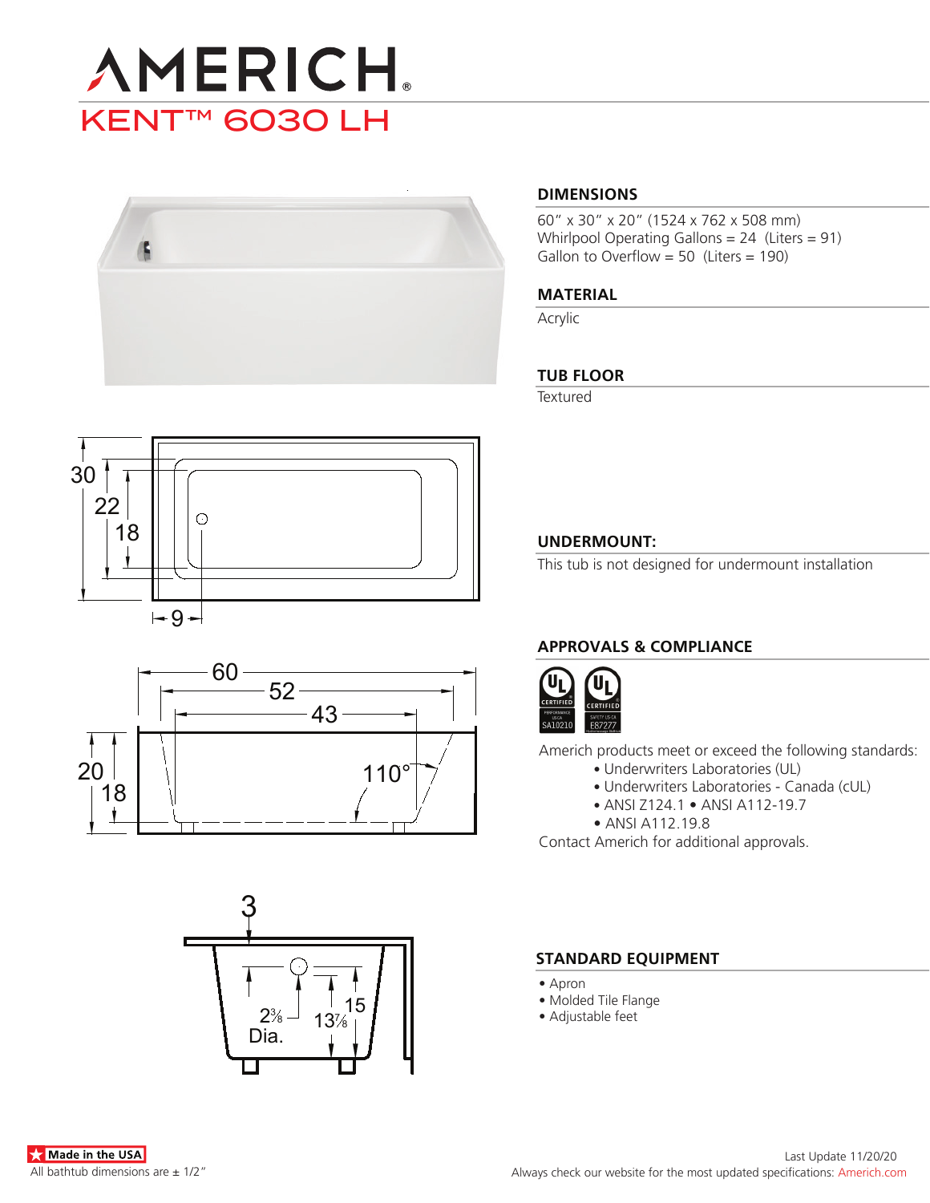# AMERICH®

## KENT™ 6030 LH

### DIMENSIONS

60″ x 30″ x 20″ (1524 x 762 x 508 mm)
Whirlpool Operating Gallons = 24 (Liters = 91)
Gallon to Overflow = 50 (Liters = 190)

### MATERIAL

Acrylic

### TUB FLOOR

Textured

### UNDERMOUNT:

This tub is not designed for undermount installation

### APPROVALS & COMPLIANCE

Americh products meet or exceed the following standards:

- Underwriters Laboratories (UL)
- Underwriters Laboratories - Canada (cUL)
- ANSI Z124.1 • ANSI A112-19.7
- ANSI A112.19.8

Contact Americh for additional approvals.

### STANDARD EQUIPMENT

- Apron
- Molded Tile Flange
- Adjustable feet

Made in the USA

All bathtub dimensions are ± 1/2″

Last Update 11/20/20

Always check our website for the most updated specifications: Americh.com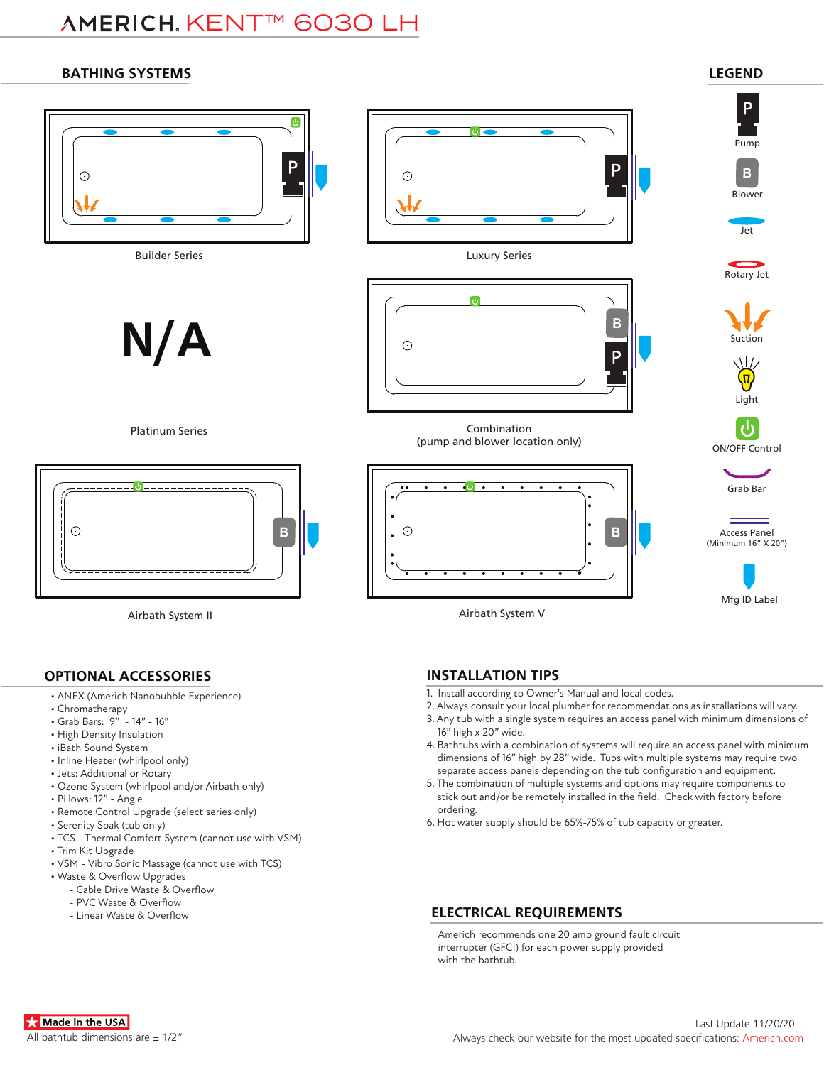# AMERICH. KENT™ 6030 LH

## BATHING SYSTEMS

P

Builder Series

P

Luxury Series

N/A

Platinum Series

B

P

Combination
(pump and blower location only)

B

Airbath System II

B

Airbath System V

## LEGEND

P
Pump

B
Blower

Jet

Rotary Jet

Suction

Light

ON/OFF Control

Grab Bar

Access Panel
(Minimum 16" X 20")

Mfg ID Label

## OPTIONAL ACCESSORIES

- ANEX (Americh Nanobubble Experience)
- Chromatherapy
- Grab Bars: 9" - 14" - 16"
- High Density Insulation
- iBath Sound System
- Inline Heater (whirlpool only)
- Jets: Additional or Rotary
- Ozone System (whirlpool and/or Airbath only)
- Pillows: 12" - Angle
- Remote Control Upgrade (select series only)
- Serenity Soak (tub only)
- TCS - Thermal Comfort System (cannot use with VSM)
- Trim Kit Upgrade
- VSM - Vibro Sonic Massage (cannot use with TCS)
- Waste & Overflow Upgrades
  - Cable Drive Waste & Overflow
  - PVC Waste & Overflow
  - Linear Waste & Overflow

## INSTALLATION TIPS

1. Install according to Owner's Manual and local codes.
2. Always consult your local plumber for recommendations as installations will vary.
3. Any tub with a single system requires an access panel with minimum dimensions of 16" high x 20" wide.
4. Bathtubs with a combination of systems will require an access panel with minimum dimensions of 16" high by 28" wide. Tubs with multiple systems may require two separate access panels depending on the tub configuration and equipment.
5. The combination of multiple systems and options may require components to stick out and/or be remotely installed in the field. Check with factory before ordering.
6. Hot water supply should be 65%-75% of tub capacity or greater.

## ELECTRICAL REQUIREMENTS

Americh recommends one 20 amp ground fault circuit interrupter (GFCI) for each power supply provided with the bathtub.

Made in the USA
All bathtub dimensions are ± 1/2"

Last Update 11/20/20
Always check our website for the most updated specifications: Americh.com